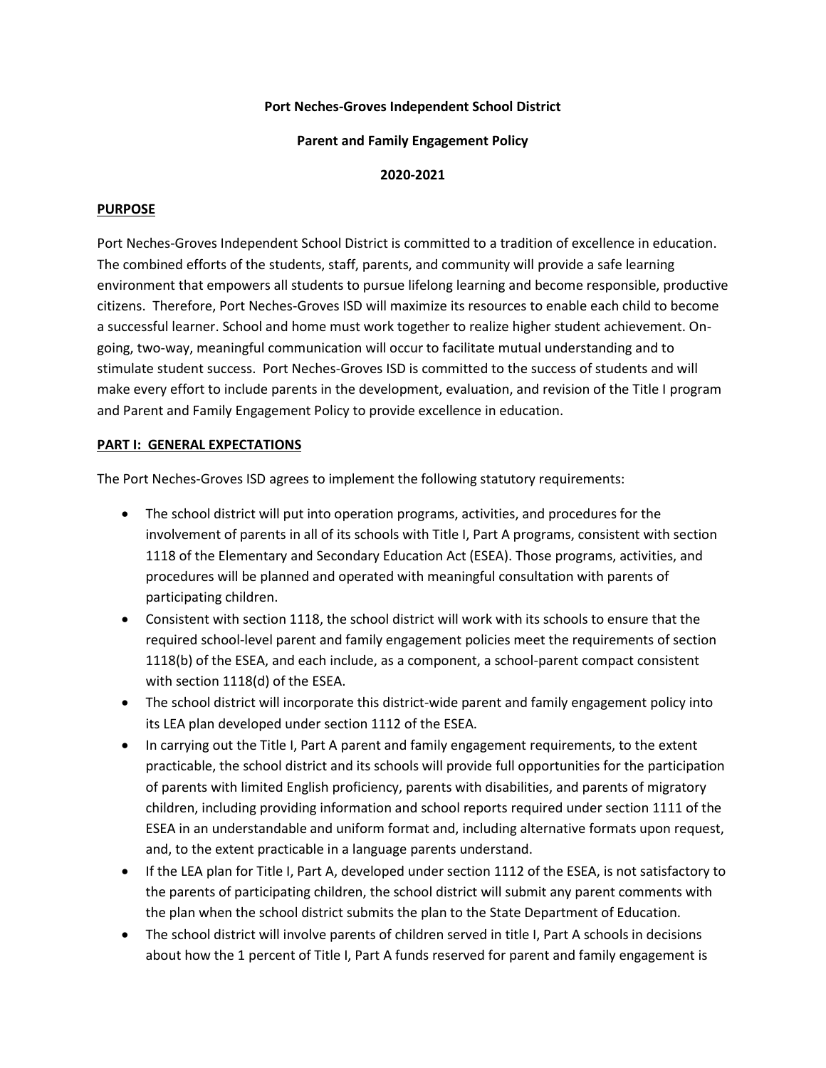**Port Neches-Groves Independent School District**

**Parent and Family Engagement Policy**

**2020-2021**

## PURPOSE

Port Neches-Groves Independent School District is committed to a tradition of excellence in education. The combined efforts of the students, staff, parents, and community will provide a safe learning environment that empowers all students to pursue lifelong learning and become responsible, productive citizens. Therefore, Port Neches-Groves ISD will maximize its resources to enable each child to become a successful learner. School and home must work together to realize higher student achievement. On-going, two-way, meaningful communication will occur to facilitate mutual understanding and to stimulate student success. Port Neches-Groves ISD is committed to the success of students and will make every effort to include parents in the development, evaluation, and revision of the Title I program and Parent and Family Engagement Policy to provide excellence in education.

## PART I: GENERAL EXPECTATIONS

The Port Neches-Groves ISD agrees to implement the following statutory requirements:

- The school district will put into operation programs, activities, and procedures for the involvement of parents in all of its schools with Title I, Part A programs, consistent with section 1118 of the Elementary and Secondary Education Act (ESEA). Those programs, activities, and procedures will be planned and operated with meaningful consultation with parents of participating children.
- Consistent with section 1118, the school district will work with its schools to ensure that the required school-level parent and family engagement policies meet the requirements of section 1118(b) of the ESEA, and each include, as a component, a school-parent compact consistent with section 1118(d) of the ESEA.
- The school district will incorporate this district-wide parent and family engagement policy into its LEA plan developed under section 1112 of the ESEA.
- In carrying out the Title I, Part A parent and family engagement requirements, to the extent practicable, the school district and its schools will provide full opportunities for the participation of parents with limited English proficiency, parents with disabilities, and parents of migratory children, including providing information and school reports required under section 1111 of the ESEA in an understandable and uniform format and, including alternative formats upon request, and, to the extent practicable in a language parents understand.
- If the LEA plan for Title I, Part A, developed under section 1112 of the ESEA, is not satisfactory to the parents of participating children, the school district will submit any parent comments with the plan when the school district submits the plan to the State Department of Education.
- The school district will involve parents of children served in title I, Part A schools in decisions about how the 1 percent of Title I, Part A funds reserved for parent and family engagement is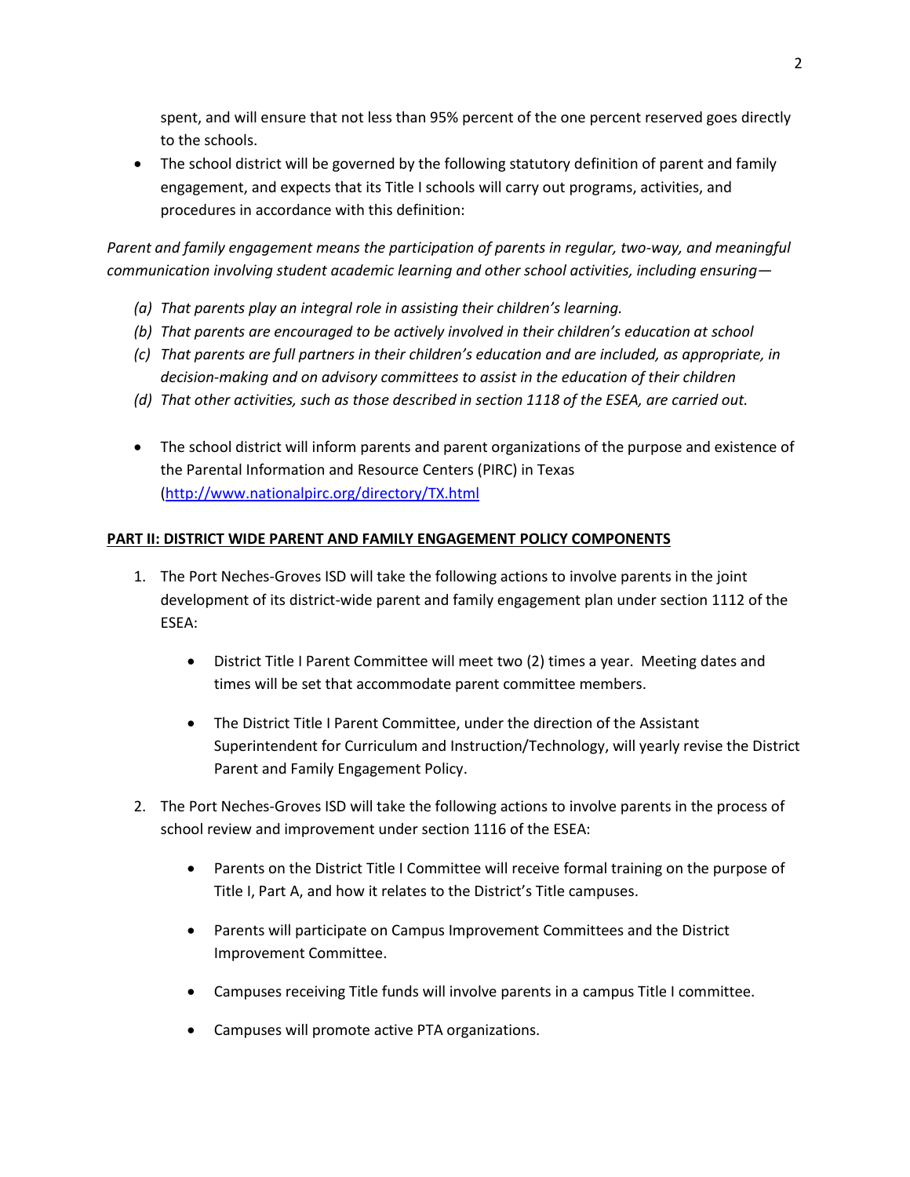spent, and will ensure that not less than 95% percent of the one percent reserved goes directly to the schools.

- The school district will be governed by the following statutory definition of parent and family engagement, and expects that its Title I schools will carry out programs, activities, and procedures in accordance with this definition:

*Parent and family engagement means the participation of parents in regular, two-way, and meaningful communication involving student academic learning and other school activities, including ensuring—*

*(a) That parents play an integral role in assisting their children's learning.*
*(b) That parents are encouraged to be actively involved in their children's education at school*
*(c) That parents are full partners in their children's education and are included, as appropriate, in decision-making and on advisory committees to assist in the education of their children*
*(d) That other activities, such as those described in section 1118 of the ESEA, are carried out.*

- The school district will inform parents and parent organizations of the purpose and existence of the Parental Information and Resource Centers (PIRC) in Texas (http://www.nationalpirc.org/directory/TX.html

**PART II: DISTRICT WIDE PARENT AND FAMILY ENGAGEMENT POLICY COMPONENTS**

1. The Port Neches-Groves ISD will take the following actions to involve parents in the joint development of its district-wide parent and family engagement plan under section 1112 of the ESEA:

   - District Title I Parent Committee will meet two (2) times a year. Meeting dates and times will be set that accommodate parent committee members.

   - The District Title I Parent Committee, under the direction of the Assistant Superintendent for Curriculum and Instruction/Technology, will yearly revise the District Parent and Family Engagement Policy.

2. The Port Neches-Groves ISD will take the following actions to involve parents in the process of school review and improvement under section 1116 of the ESEA:

   - Parents on the District Title I Committee will receive formal training on the purpose of Title I, Part A, and how it relates to the District's Title campuses.

   - Parents will participate on Campus Improvement Committees and the District Improvement Committee.

   - Campuses receiving Title funds will involve parents in a campus Title I committee.

   - Campuses will promote active PTA organizations.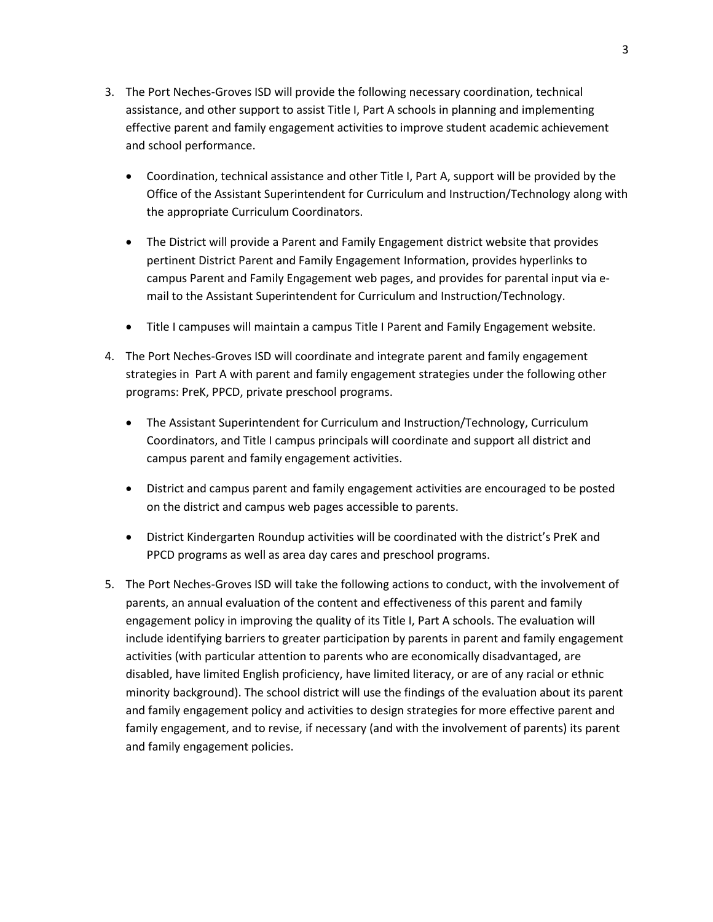3. The Port Neches-Groves ISD will provide the following necessary coordination, technical assistance, and other support to assist Title I, Part A schools in planning and implementing effective parent and family engagement activities to improve student academic achievement and school performance.

    - Coordination, technical assistance and other Title I, Part A, support will be provided by the Office of the Assistant Superintendent for Curriculum and Instruction/Technology along with the appropriate Curriculum Coordinators.

    - The District will provide a Parent and Family Engagement district website that provides pertinent District Parent and Family Engagement Information, provides hyperlinks to campus Parent and Family Engagement web pages, and provides for parental input via e-mail to the Assistant Superintendent for Curriculum and Instruction/Technology.

    - Title I campuses will maintain a campus Title I Parent and Family Engagement website.

4. The Port Neches-Groves ISD will coordinate and integrate parent and family engagement strategies in Part A with parent and family engagement strategies under the following other programs: PreK, PPCD, private preschool programs.

    - The Assistant Superintendent for Curriculum and Instruction/Technology, Curriculum Coordinators, and Title I campus principals will coordinate and support all district and campus parent and family engagement activities.

    - District and campus parent and family engagement activities are encouraged to be posted on the district and campus web pages accessible to parents.

    - District Kindergarten Roundup activities will be coordinated with the district's PreK and PPCD programs as well as area day cares and preschool programs.

5. The Port Neches-Groves ISD will take the following actions to conduct, with the involvement of parents, an annual evaluation of the content and effectiveness of this parent and family engagement policy in improving the quality of its Title I, Part A schools. The evaluation will include identifying barriers to greater participation by parents in parent and family engagement activities (with particular attention to parents who are economically disadvantaged, are disabled, have limited English proficiency, have limited literacy, or are of any racial or ethnic minority background). The school district will use the findings of the evaluation about its parent and family engagement policy and activities to design strategies for more effective parent and family engagement, and to revise, if necessary (and with the involvement of parents) its parent and family engagement policies.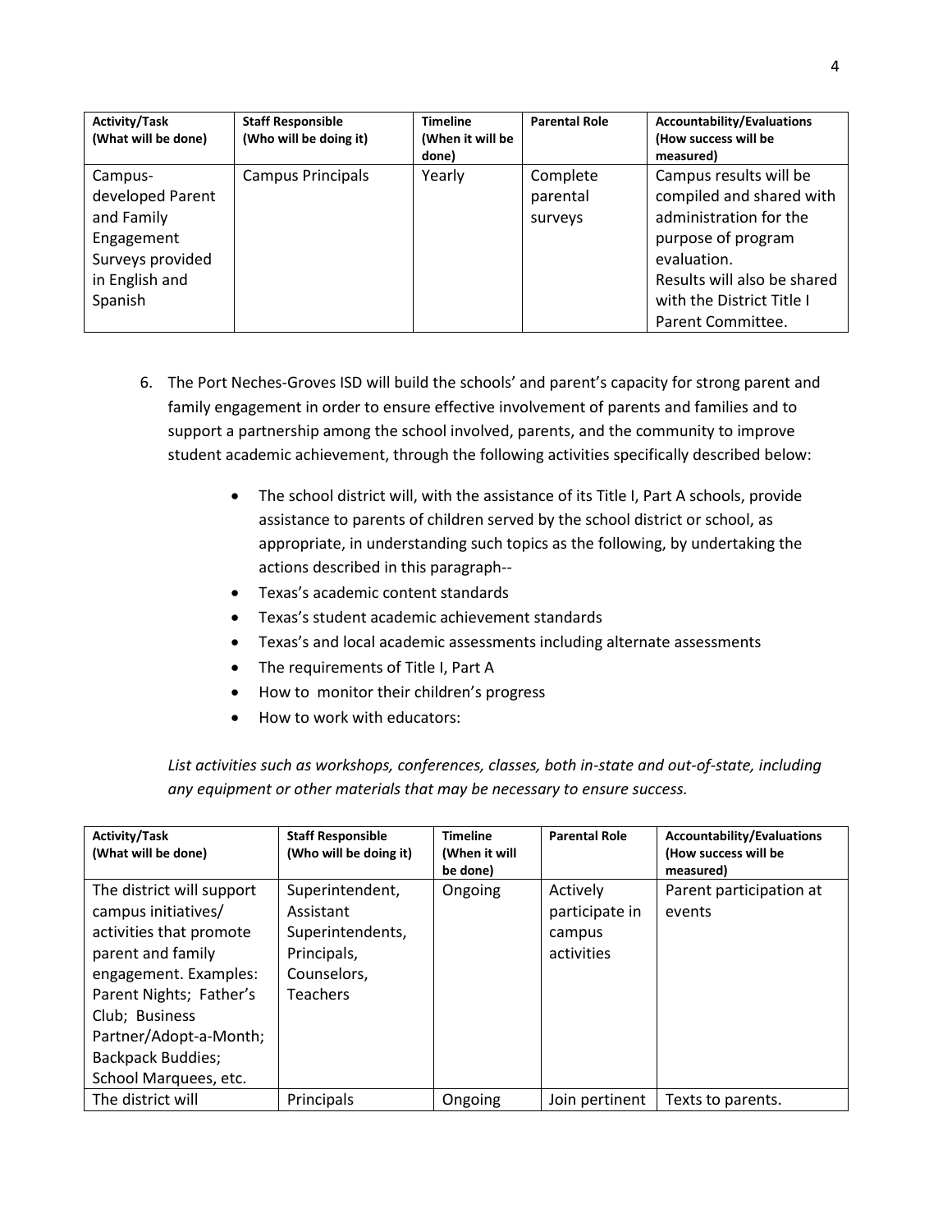| Activity/Task (What will be done) | Staff Responsible (Who will be doing it) | Timeline (When it will be done) | Parental Role | Accountability/Evaluations (How success will be measured) |
|---|---|---|---|---|
| Campus-developed Parent and Family Engagement Surveys provided in English and Spanish | Campus Principals | Yearly | Complete parental surveys | Campus results will be compiled and shared with administration for the purpose of program evaluation. Results will also be shared with the District Title I Parent Committee. |

6. The Port Neches-Groves ISD will build the schools' and parent's capacity for strong parent and family engagement in order to ensure effective involvement of parents and families and to support a partnership among the school involved, parents, and the community to improve student academic achievement, through the following activities specifically described below:

   - The school district will, with the assistance of its Title I, Part A schools, provide assistance to parents of children served by the school district or school, as appropriate, in understanding such topics as the following, by undertaking the actions described in this paragraph--
   - Texas's academic content standards
   - Texas's student academic achievement standards
   - Texas's and local academic assessments including alternate assessments
   - The requirements of Title I, Part A
   - How to monitor their children's progress
   - How to work with educators:

   *List activities such as workshops, conferences, classes, both in-state and out-of-state, including any equipment or other materials that may be necessary to ensure success.*

| Activity/Task (What will be done) | Staff Responsible (Who will be doing it) | Timeline (When it will be done) | Parental Role | Accountability/Evaluations (How success will be measured) |
|---|---|---|---|---|
| The district will support campus initiatives/ activities that promote parent and family engagement. Examples: Parent Nights; Father's Club; Business Partner/Adopt-a-Month; Backpack Buddies; School Marquees, etc. | Superintendent, Assistant Superintendents, Principals, Counselors, Teachers | Ongoing | Actively participate in campus activities | Parent participation at events |
| The district will | Principals | Ongoing | Join pertinent | Texts to parents. |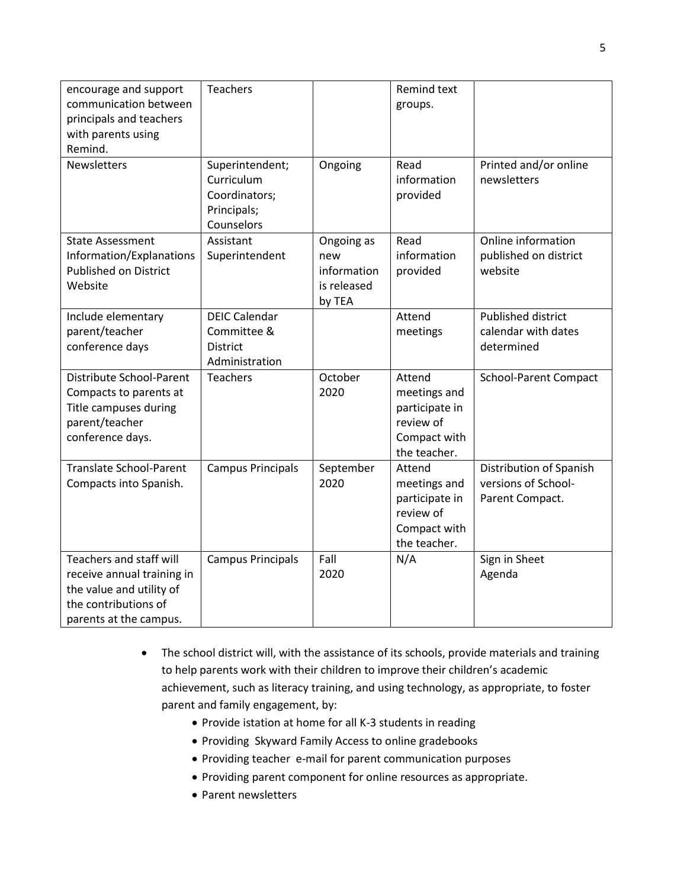| | | | | |
|---|---|---|---|---|
| encourage and support communication between principals and teachers with parents using Remind. | Teachers | | Remind text groups. | |
| Newsletters | Superintendent; Curriculum Coordinators; Principals; Counselors | Ongoing | Read information provided | Printed and/or online newsletters |
| State Assessment Information/Explanations Published on District Website | Assistant Superintendent | Ongoing as new information is released by TEA | Read information provided | Online information published on district website |
| Include elementary parent/teacher conference days | DEIC Calendar Committee & District Administration | | Attend meetings | Published district calendar with dates determined |
| Distribute School-Parent Compacts to parents at Title campuses during parent/teacher conference days. | Teachers | October 2020 | Attend meetings and participate in review of Compact with the teacher. | School-Parent Compact |
| Translate School-Parent Compacts into Spanish. | Campus Principals | September 2020 | Attend meetings and participate in review of Compact with the teacher. | Distribution of Spanish versions of School-Parent Compact. |
| Teachers and staff will receive annual training in the value and utility of the contributions of parents at the campus. | Campus Principals | Fall 2020 | N/A | Sign in Sheet Agenda |

- The school district will, with the assistance of its schools, provide materials and training to help parents work with their children to improve their children's academic achievement, such as literacy training, and using technology, as appropriate, to foster parent and family engagement, by:
  - Provide istation at home for all K-3 students in reading
  - Providing Skyward Family Access to online gradebooks
  - Providing teacher e-mail for parent communication purposes
  - Providing parent component for online resources as appropriate.
  - Parent newsletters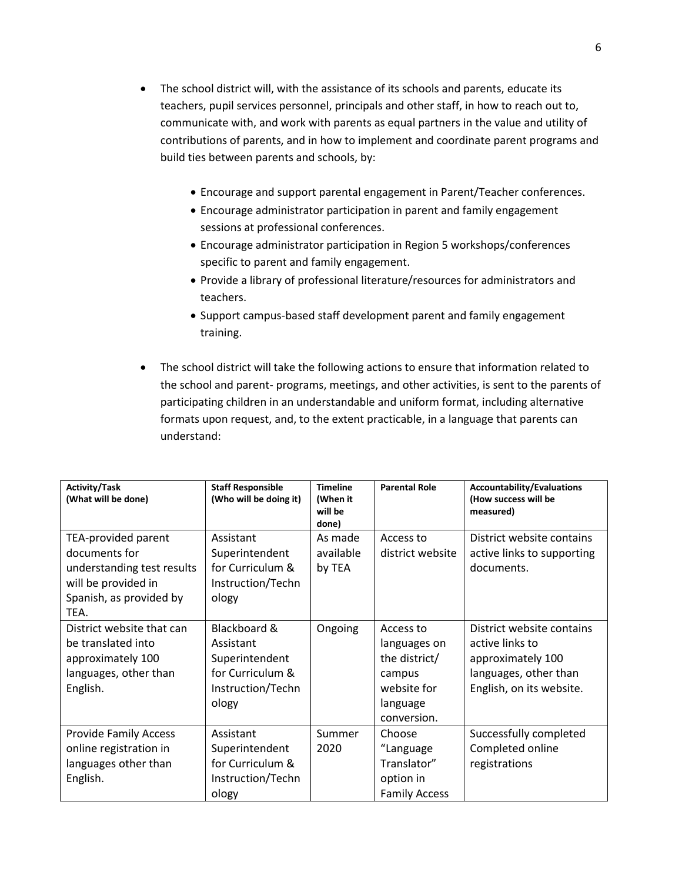- The school district will, with the assistance of its schools and parents, educate its teachers, pupil services personnel, principals and other staff, in how to reach out to, communicate with, and work with parents as equal partners in the value and utility of contributions of parents, and in how to implement and coordinate parent programs and build ties between parents and schools, by:

    - Encourage and support parental engagement in Parent/Teacher conferences.
    - Encourage administrator participation in parent and family engagement sessions at professional conferences.
    - Encourage administrator participation in Region 5 workshops/conferences specific to parent and family engagement.
    - Provide a library of professional literature/resources for administrators and teachers.
    - Support campus-based staff development parent and family engagement training.

- The school district will take the following actions to ensure that information related to the school and parent- programs, meetings, and other activities, is sent to the parents of participating children in an understandable and uniform format, including alternative formats upon request, and, to the extent practicable, in a language that parents can understand:

| Activity/Task (What will be done) | Staff Responsible (Who will be doing it) | Timeline (When it will be done) | Parental Role | Accountability/Evaluations (How success will be measured) |
|---|---|---|---|---|
| TEA-provided parent documents for understanding test results will be provided in Spanish, as provided by TEA. | Assistant Superintendent for Curriculum & Instruction/Technology | As made available by TEA | Access to district website | District website contains active links to supporting documents. |
| District website that can be translated into approximately 100 languages, other than English. | Blackboard & Assistant Superintendent for Curriculum & Instruction/Technology | Ongoing | Access to languages on the district/ campus website for language conversion. | District website contains active links to approximately 100 languages, other than English, on its website. |
| Provide Family Access online registration in languages other than English. | Assistant Superintendent for Curriculum & Instruction/Technology | Summer 2020 | Choose "Language Translator" option in Family Access | Successfully completed Completed online registrations |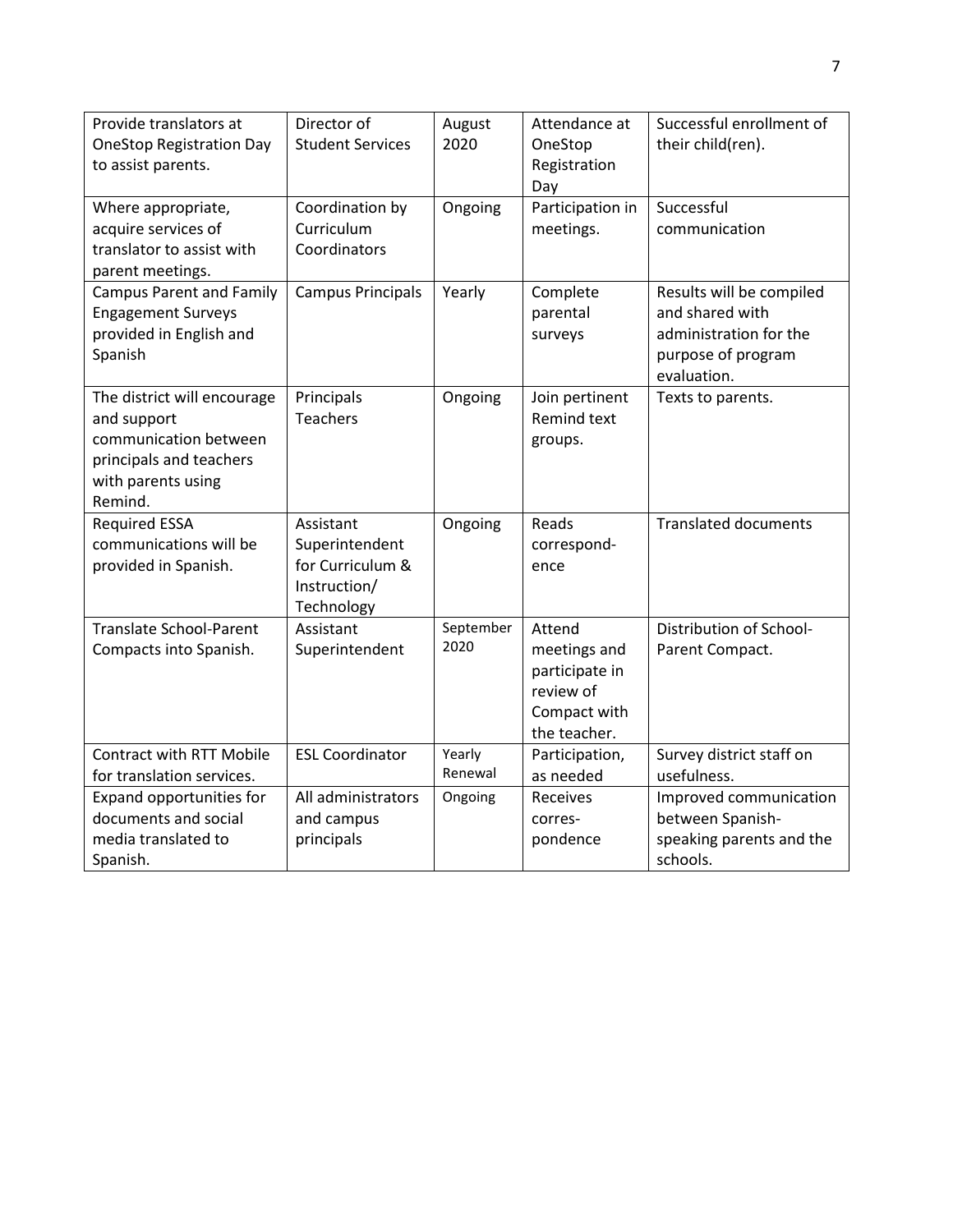| Provide translators at OneStop Registration Day to assist parents. | Director of Student Services | August 2020 | Attendance at OneStop Registration Day | Successful enrollment of their child(ren). |
|---|---|---|---|---|
| Where appropriate, acquire services of translator to assist with parent meetings. | Coordination by Curriculum Coordinators | Ongoing | Participation in meetings. | Successful communication |
| Campus Parent and Family Engagement Surveys provided in English and Spanish | Campus Principals | Yearly | Complete parental surveys | Results will be compiled and shared with administration for the purpose of program evaluation. |
| The district will encourage and support communication between principals and teachers with parents using Remind. | Principals Teachers | Ongoing | Join pertinent Remind text groups. | Texts to parents. |
| Required ESSA communications will be provided in Spanish. | Assistant Superintendent for Curriculum & Instruction/ Technology | Ongoing | Reads correspond-ence | Translated documents |
| Translate School-Parent Compacts into Spanish. | Assistant Superintendent | September 2020 | Attend meetings and participate in review of Compact with the teacher. | Distribution of School-Parent Compact. |
| Contract with RTT Mobile for translation services. | ESL Coordinator | Yearly Renewal | Participation, as needed | Survey district staff on usefulness. |
| Expand opportunities for documents and social media translated to Spanish. | All administrators and campus principals | Ongoing | Receives corres-pondence | Improved communication between Spanish-speaking parents and the schools. |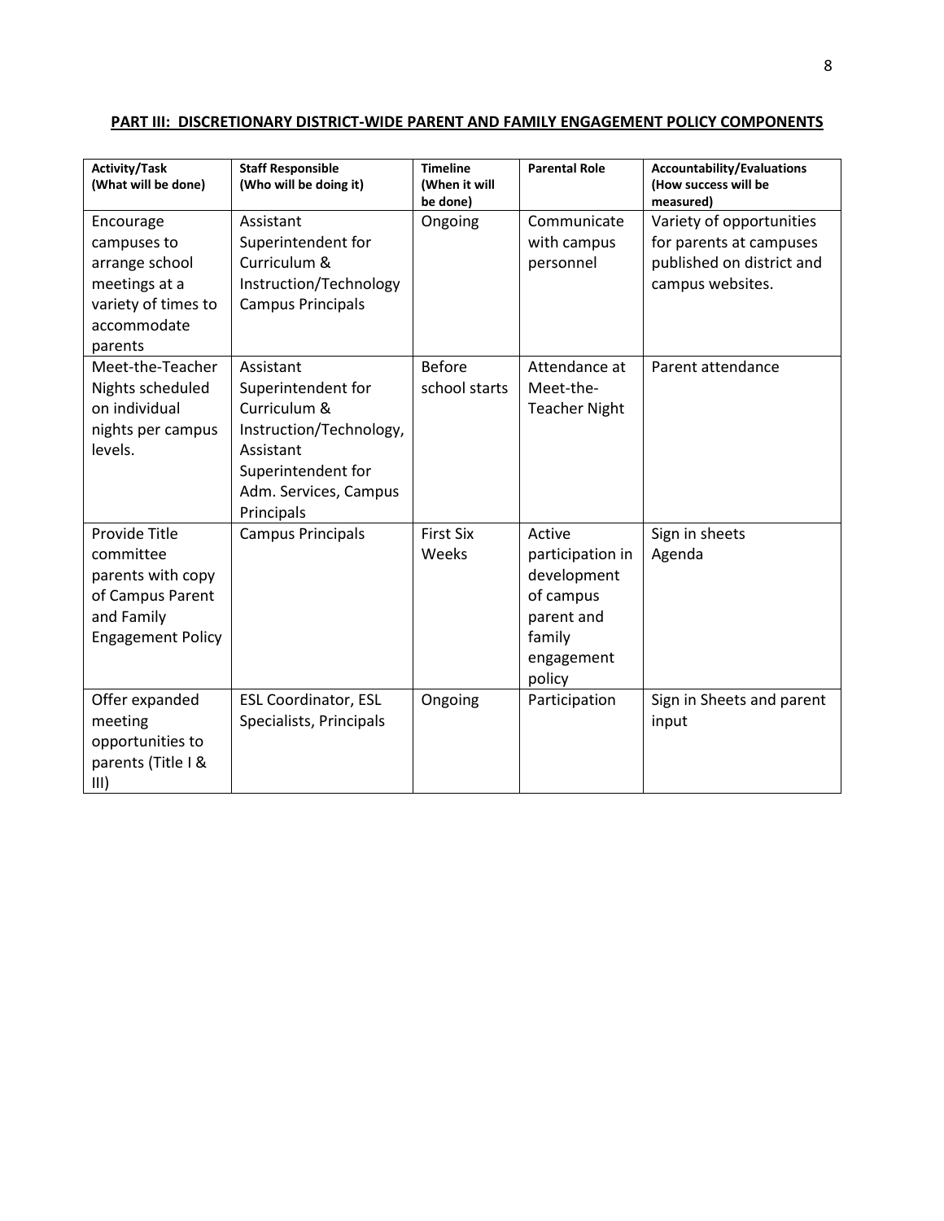**PART III: DISCRETIONARY DISTRICT-WIDE PARENT AND FAMILY ENGAGEMENT POLICY COMPONENTS**

| Activity/Task (What will be done) | Staff Responsible (Who will be doing it) | Timeline (When it will be done) | Parental Role | Accountability/Evaluations (How success will be measured) |
|---|---|---|---|---|
| Encourage campuses to arrange school meetings at a variety of times to accommodate parents | Assistant Superintendent for Curriculum & Instruction/Technology Campus Principals | Ongoing | Communicate with campus personnel | Variety of opportunities for parents at campuses published on district and campus websites. |
| Meet-the-Teacher Nights scheduled on individual nights per campus levels. | Assistant Superintendent for Curriculum & Instruction/Technology, Assistant Superintendent for Adm. Services, Campus Principals | Before school starts | Attendance at Meet-the-Teacher Night | Parent attendance |
| Provide Title committee parents with copy of Campus Parent and Family Engagement Policy | Campus Principals | First Six Weeks | Active participation in development of campus parent and family engagement policy | Sign in sheets<br>Agenda |
| Offer expanded meeting opportunities to parents (Title I & III) | ESL Coordinator, ESL Specialists, Principals | Ongoing | Participation | Sign in Sheets and parent input |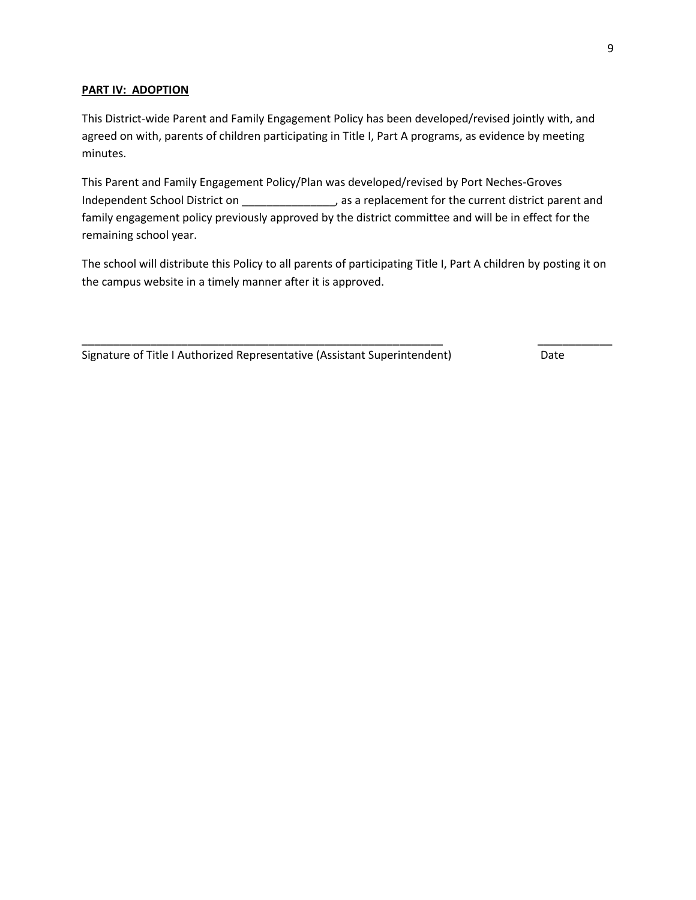**PART IV: ADOPTION**

This District-wide Parent and Family Engagement Policy has been developed/revised jointly with, and agreed on with, parents of children participating in Title I, Part A programs, as evidence by meeting minutes.

This Parent and Family Engagement Policy/Plan was developed/revised by Port Neches-Groves Independent School District on _______________, as a replacement for the current district parent and family engagement policy previously approved by the district committee and will be in effect for the remaining school year.

The school will distribute this Policy to all parents of participating Title I, Part A children by posting it on the campus website in a timely manner after it is approved.

_____________________________________________________________ _____________

Signature of Title I Authorized Representative (Assistant Superintendent) Date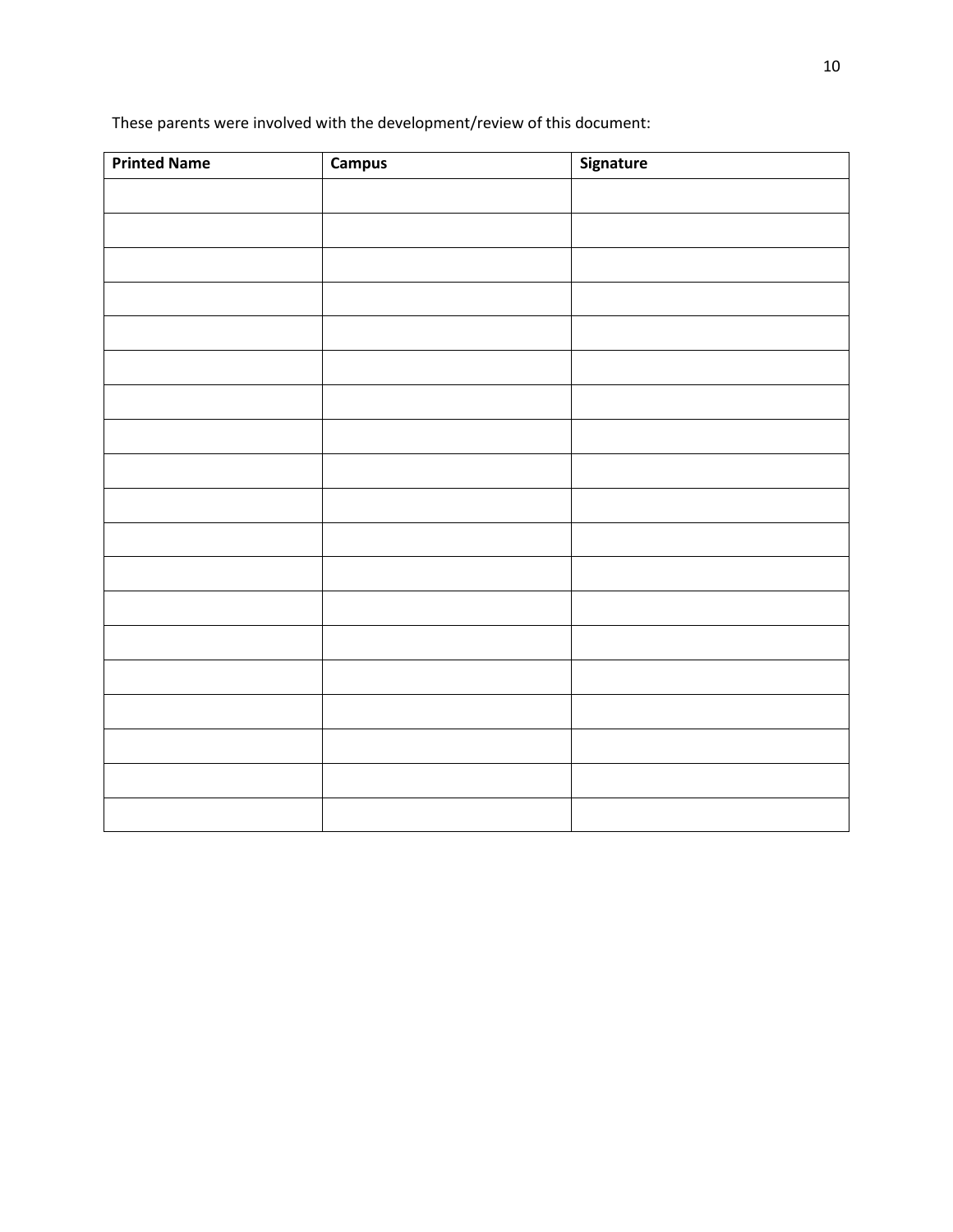These parents were involved with the development/review of this document:

| Printed Name | Campus | Signature |
|---|---|---|
| | | |
| | | |
| | | |
| | | |
| | | |
| | | |
| | | |
| | | |
| | | |
| | | |
| | | |
| | | |
| | | |
| | | |
| | | |
| | | |
| | | |
| | | |
| | | |